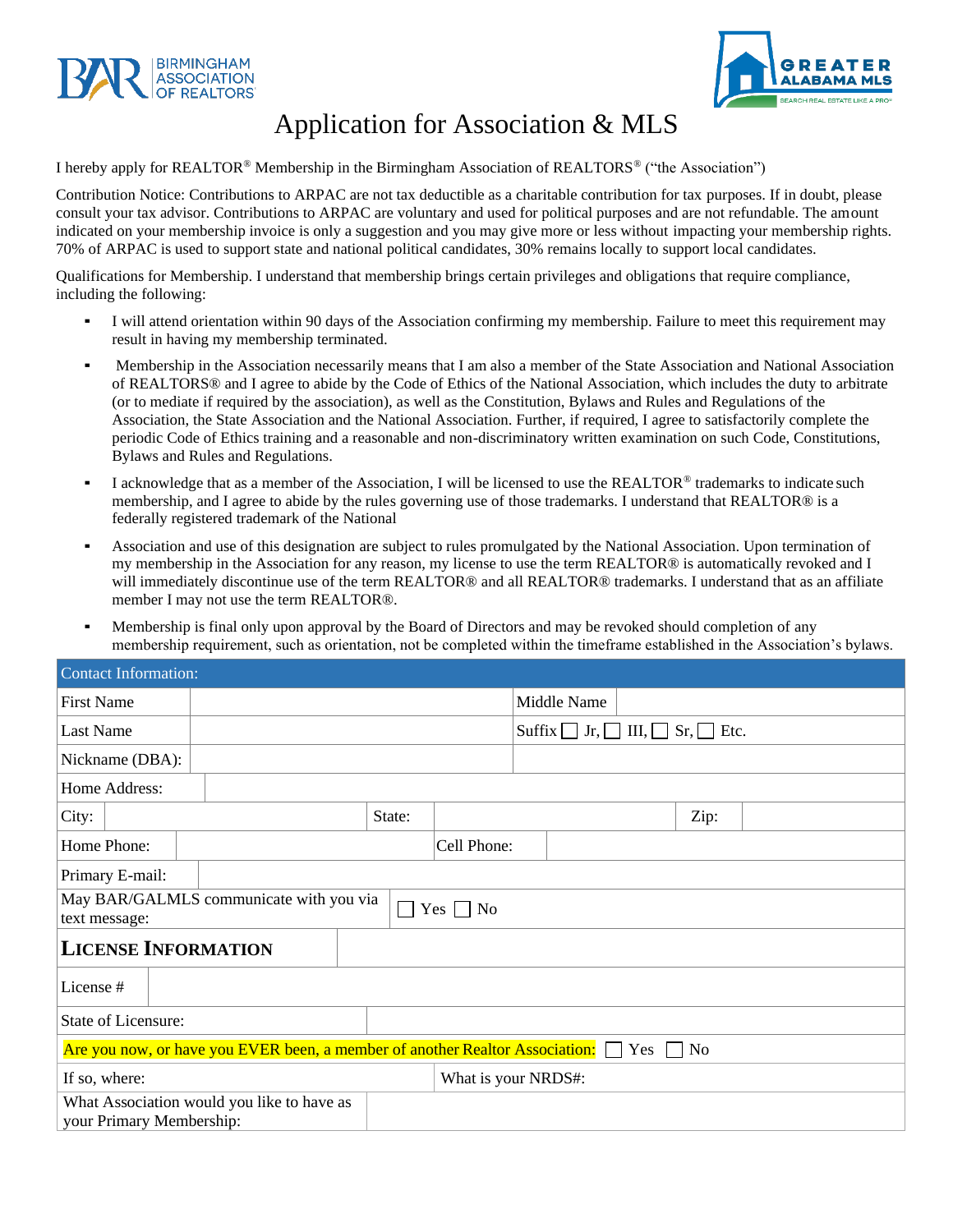BIRMINGHAM ASSOCIATION OF REALTORS®

GREATER ALABAMA MLS
SEARCH REAL ESTATE LIKE A PRO®

# Application for Association & MLS

I hereby apply for REALTOR® Membership in the Birmingham Association of REALTORS® ("the Association")

Contribution Notice: Contributions to ARPAC are not tax deductible as a charitable contribution for tax purposes. If in doubt, please consult your tax advisor. Contributions to ARPAC are voluntary and used for political purposes and are not refundable. The amount indicated on your membership invoice is only a suggestion and you may give more or less without impacting your membership rights. 70% of ARPAC is used to support state and national political candidates, 30% remains locally to support local candidates.

Qualifications for Membership. I understand that membership brings certain privileges and obligations that require compliance, including the following:

- I will attend orientation within 90 days of the Association confirming my membership. Failure to meet this requirement may result in having my membership terminated.
- Membership in the Association necessarily means that I am also a member of the State Association and National Association of REALTORS® and I agree to abide by the Code of Ethics of the National Association, which includes the duty to arbitrate (or to mediate if required by the association), as well as the Constitution, Bylaws and Rules and Regulations of the Association, the State Association and the National Association. Further, if required, I agree to satisfactorily complete the periodic Code of Ethics training and a reasonable and non-discriminatory written examination on such Code, Constitutions, Bylaws and Rules and Regulations.
- I acknowledge that as a member of the Association, I will be licensed to use the REALTOR® trademarks to indicate such membership, and I agree to abide by the rules governing use of those trademarks. I understand that REALTOR® is a federally registered trademark of the National
- Association and use of this designation are subject to rules promulgated by the National Association. Upon termination of my membership in the Association for any reason, my license to use the term REALTOR® is automatically revoked and I will immediately discontinue use of the term REALTOR® and all REALTOR® trademarks. I understand that as an affiliate member I may not use the term REALTOR®.
- Membership is final only upon approval by the Board of Directors and may be revoked should completion of any membership requirement, such as orientation, not be completed within the timeframe established in the Association's bylaws.

| Contact Information: | | | |
|---|---|---|---|
| First Name | | Middle Name | |
| Last Name | | Suffix ☐ Jr, ☐ III, ☐ Sr, ☐ Etc. | |
| Nickname (DBA): | | | |
| Home Address: | | | |
| City: | State: | Zip: | |
| Home Phone: | | Cell Phone: | |
| Primary E-mail: | | | |
| May BAR/GALMLS communicate with you via text message: | ☐ Yes ☐ No | | |

| **LICENSE INFORMATION** | |
|---|---|
| License # | |
| State of Licensure: | |
| Are you now, or have you EVER been, a member of another Realtor Association: ☐ Yes ☐ No | |
| If so, where: | What is your NRDS#: |
| What Association would you like to have as your Primary Membership: | |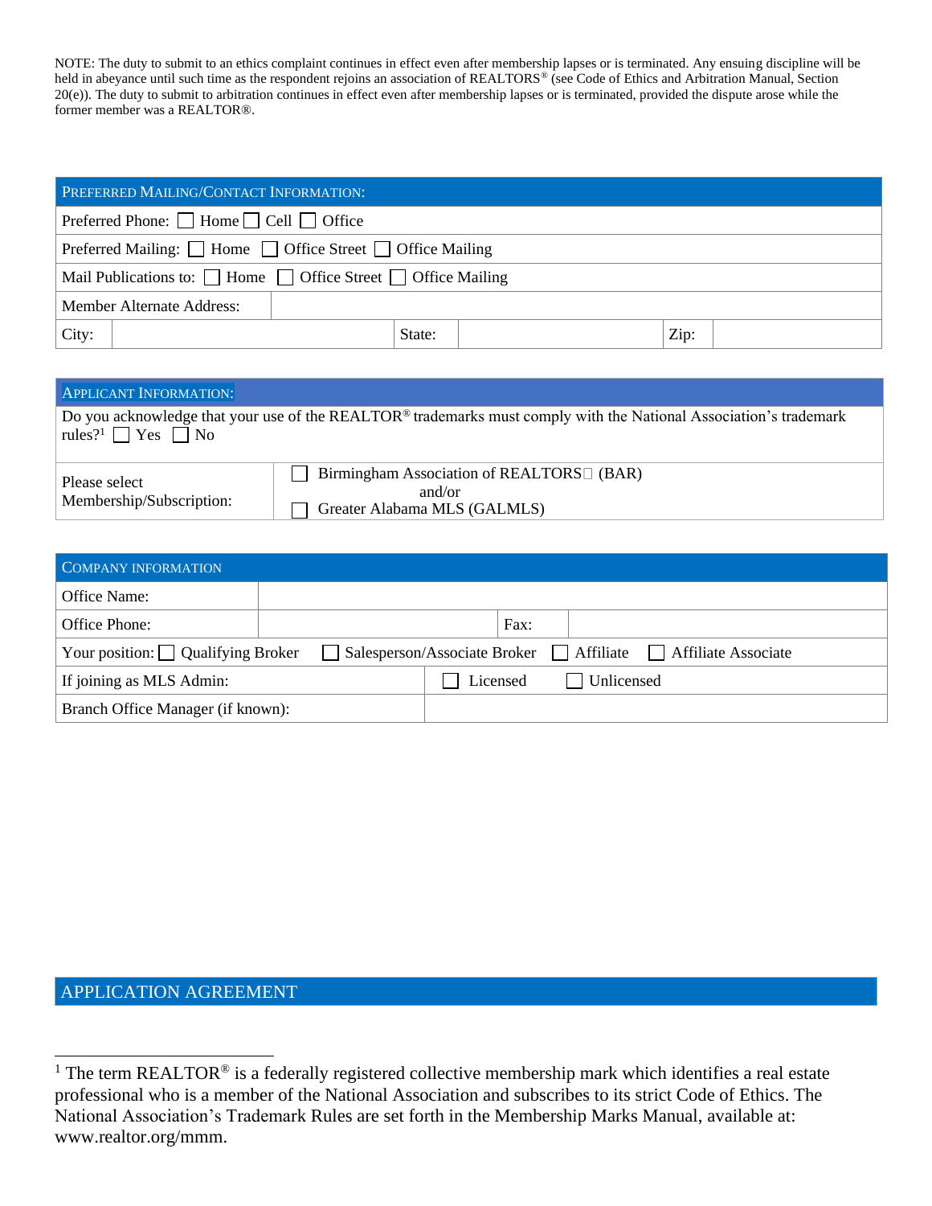NOTE: The duty to submit to an ethics complaint continues in effect even after membership lapses or is terminated. Any ensuing discipline will be held in abeyance until such time as the respondent rejoins an association of REALTORS® (see Code of Ethics and Arbitration Manual, Section 20(e)). The duty to submit to arbitration continues in effect even after membership lapses or is terminated, provided the dispute arose while the former member was a REALTOR®.

| PREFERRED MAILING/CONTACT INFORMATION: | | | | | |
|---|---|---|---|---|---|
| Preferred Phone: ☐ Home ☐ Cell ☐ Office | | | | | |
| Preferred Mailing: ☐ Home ☐ Office Street ☐ Office Mailing | | | | | |
| Mail Publications to: ☐ Home ☐ Office Street ☐ Office Mailing | | | | | |
| Member Alternate Address: | | | | | |
| City: | | State: | | Zip: | |

| APPLICANT INFORMATION: | |
|---|---|
| Do you acknowledge that your use of the REALTOR® trademarks must comply with the National Association's trademark rules?[1] ☐ Yes ☐ No | |
| Please select Membership/Subscription: | ☐ Birmingham Association of REALTORS® (BAR) and/or ☐ Greater Alabama MLS (GALMLS) |

| COMPANY INFORMATION | | | |
|---|---|---|---|
| Office Name: | | | |
| Office Phone: | | Fax: | |
| Your position: ☐ Qualifying Broker ☐ Salesperson/Associate Broker ☐ Affiliate ☐ Affiliate Associate | | | |
| If joining as MLS Admin: | ☐ Licensed ☐ Unlicensed | | |
| Branch Office Manager (if known): | | | |

## APPLICATION AGREEMENT

[1] The term REALTOR® is a federally registered collective membership mark which identifies a real estate professional who is a member of the National Association and subscribes to its strict Code of Ethics. The National Association's Trademark Rules are set forth in the Membership Marks Manual, available at: www.realtor.org/mmm.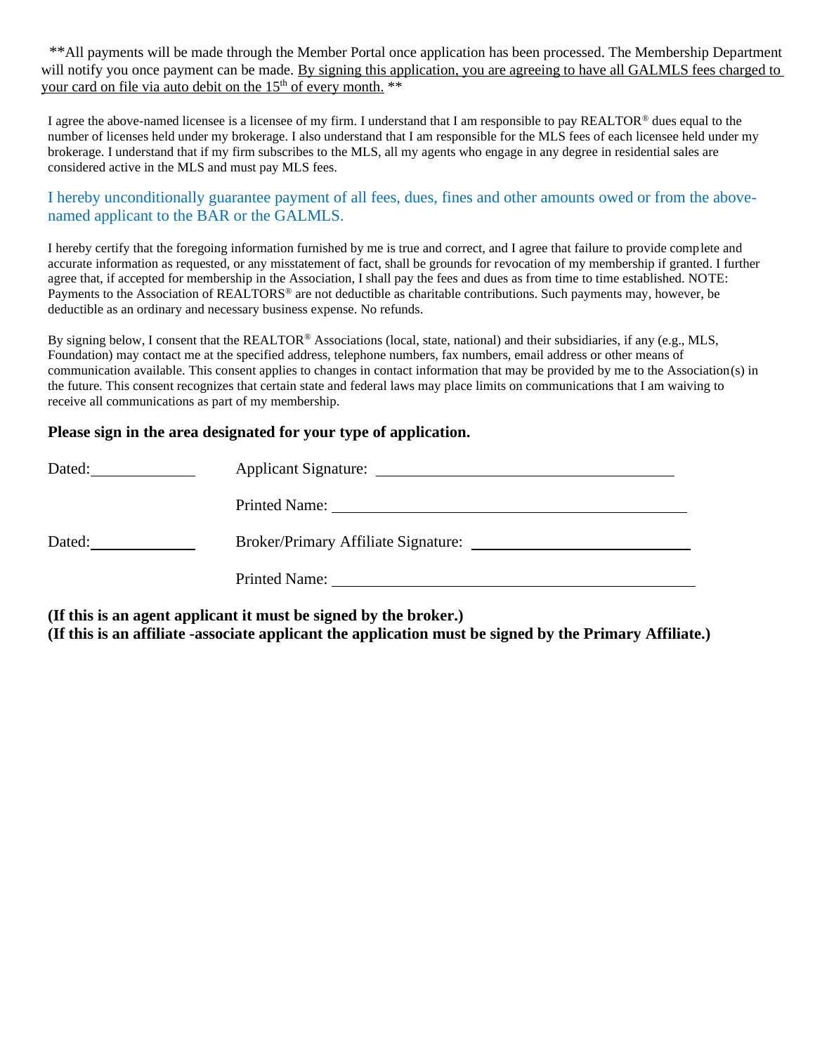**All payments will be made through the Member Portal once application has been processed. The Membership Department will notify you once payment can be made. By signing this application, you are agreeing to have all GALMLS fees charged to your card on file via auto debit on the 15th of every month. **

I agree the above-named licensee is a licensee of my firm. I understand that I am responsible to pay REALTOR® dues equal to the number of licenses held under my brokerage. I also understand that I am responsible for the MLS fees of each licensee held under my brokerage. I understand that if my firm subscribes to the MLS, all my agents who engage in any degree in residential sales are considered active in the MLS and must pay MLS fees.

I hereby unconditionally guarantee payment of all fees, dues, fines and other amounts owed or from the above-named applicant to the BAR or the GALMLS.

I hereby certify that the foregoing information furnished by me is true and correct, and I agree that failure to provide complete and accurate information as requested, or any misstatement of fact, shall be grounds for revocation of my membership if granted. I further agree that, if accepted for membership in the Association, I shall pay the fees and dues as from time to time established. NOTE: Payments to the Association of REALTORS® are not deductible as charitable contributions. Such payments may, however, be deductible as an ordinary and necessary business expense. No refunds.

By signing below, I consent that the REALTOR® Associations (local, state, national) and their subsidiaries, if any (e.g., MLS, Foundation) may contact me at the specified address, telephone numbers, fax numbers, email address or other means of communication available. This consent applies to changes in contact information that may be provided by me to the Association(s) in the future. This consent recognizes that certain state and federal laws may place limits on communications that I am waiving to receive all communications as part of my membership.

**Please sign in the area designated for your type of application.**

Dated: ____________ Applicant Signature: ________________________________

Printed Name: ________________________________

Dated: ____________ Broker/Primary Affiliate Signature: ________________________________

Printed Name: ________________________________

**(If this is an agent applicant it must be signed by the broker.)**
**(If this is an affiliate -associate applicant the application must be signed by the Primary Affiliate.)**